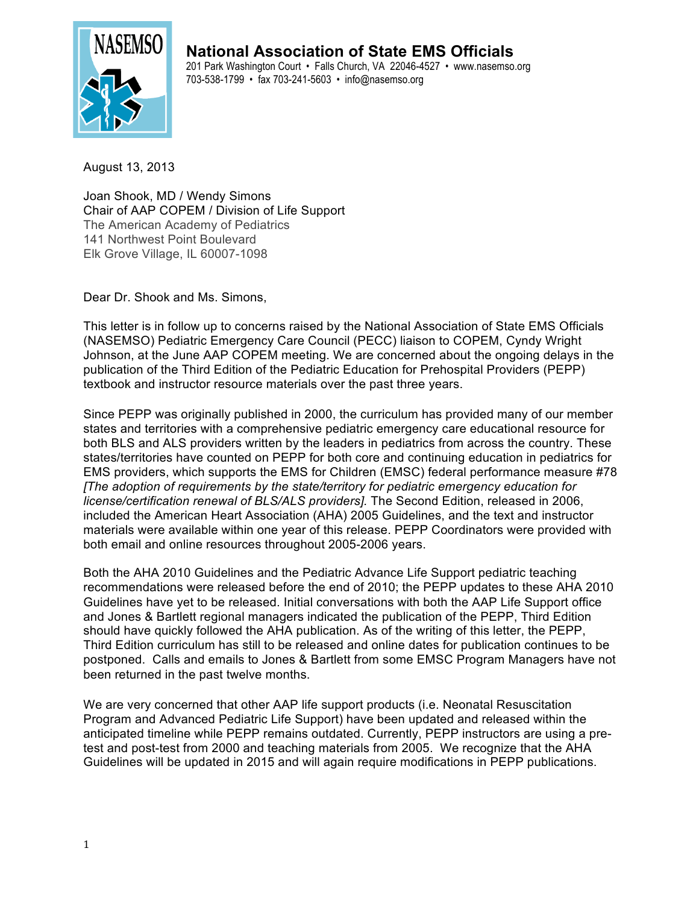# National Association of State EMS Officials

201 Park Washington Court • Falls Church, VA 22046-4527 • www.nasemso.org
703-538-1799 • fax 703-241-5603 • info@nasemso.org

August 13, 2013

Joan Shook, MD / Wendy Simons
Chair of AAP COPEM / Division of Life Support
The American Academy of Pediatrics
141 Northwest Point Boulevard
Elk Grove Village, IL 60007-1098

Dear Dr. Shook and Ms. Simons,

This letter is in follow up to concerns raised by the National Association of State EMS Officials (NASEMSO) Pediatric Emergency Care Council (PECC) liaison to COPEM, Cyndy Wright Johnson, at the June AAP COPEM meeting. We are concerned about the ongoing delays in the publication of the Third Edition of the Pediatric Education for Prehospital Providers (PEPP) textbook and instructor resource materials over the past three years.

Since PEPP was originally published in 2000, the curriculum has provided many of our member states and territories with a comprehensive pediatric emergency care educational resource for both BLS and ALS providers written by the leaders in pediatrics from across the country. These states/territories have counted on PEPP for both core and continuing education in pediatrics for EMS providers, which supports the EMS for Children (EMSC) federal performance measure #78 *[The adoption of requirements by the state/territory for pediatric emergency education for license/certification renewal of BLS/ALS providers].* The Second Edition, released in 2006, included the American Heart Association (AHA) 2005 Guidelines, and the text and instructor materials were available within one year of this release. PEPP Coordinators were provided with both email and online resources throughout 2005-2006 years.

Both the AHA 2010 Guidelines and the Pediatric Advance Life Support pediatric teaching recommendations were released before the end of 2010; the PEPP updates to these AHA 2010 Guidelines have yet to be released. Initial conversations with both the AAP Life Support office and Jones & Bartlett regional managers indicated the publication of the PEPP, Third Edition should have quickly followed the AHA publication. As of the writing of this letter, the PEPP, Third Edition curriculum has still to be released and online dates for publication continues to be postponed. Calls and emails to Jones & Bartlett from some EMSC Program Managers have not been returned in the past twelve months.

We are very concerned that other AAP life support products (i.e. Neonatal Resuscitation Program and Advanced Pediatric Life Support) have been updated and released within the anticipated timeline while PEPP remains outdated. Currently, PEPP instructors are using a pre-test and post-test from 2000 and teaching materials from 2005. We recognize that the AHA Guidelines will be updated in 2015 and will again require modifications in PEPP publications.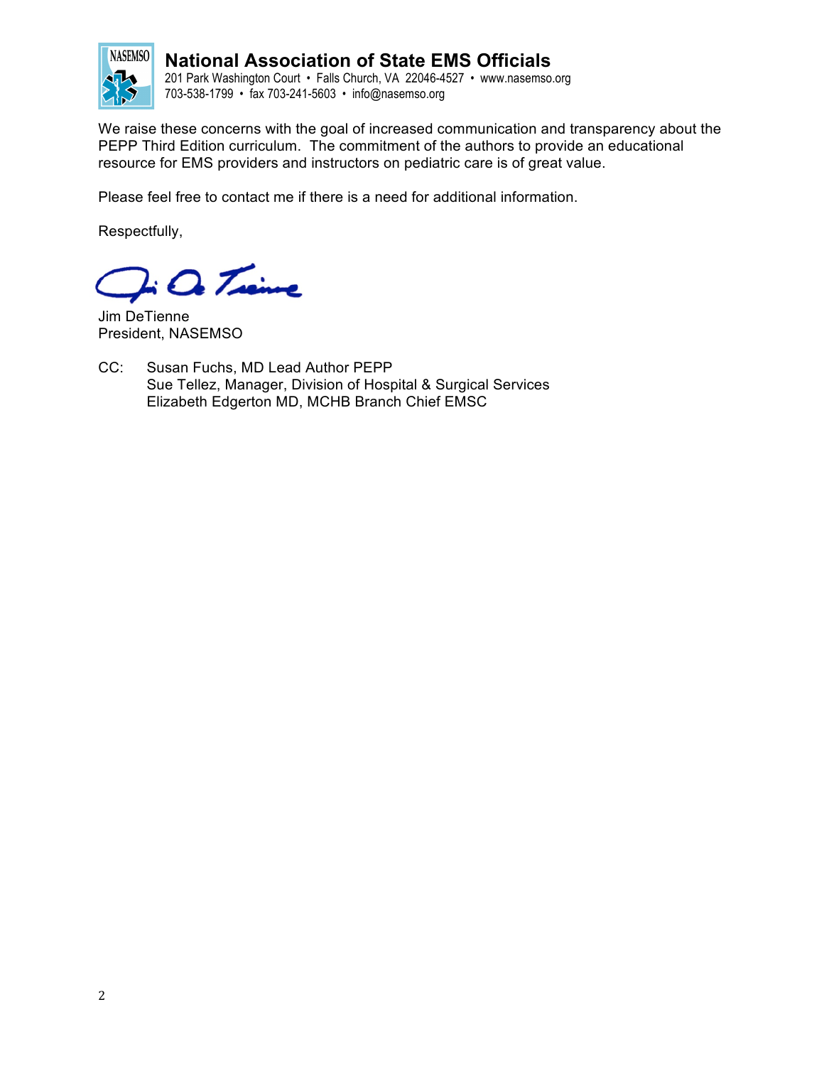# National Association of State EMS Officials

201 Park Washington Court • Falls Church, VA 22046-4527 • www.nasemso.org
703-538-1799 • fax 703-241-5603 • info@nasemso.org

We raise these concerns with the goal of increased communication and transparency about the PEPP Third Edition curriculum. The commitment of the authors to provide an educational resource for EMS providers and instructors on pediatric care is of great value.

Please feel free to contact me if there is a need for additional information.

Respectfully,

Jim DeTienne
President, NASEMSO

CC: Susan Fuchs, MD Lead Author PEPP
Sue Tellez, Manager, Division of Hospital & Surgical Services
Elizabeth Edgerton MD, MCHB Branch Chief EMSC